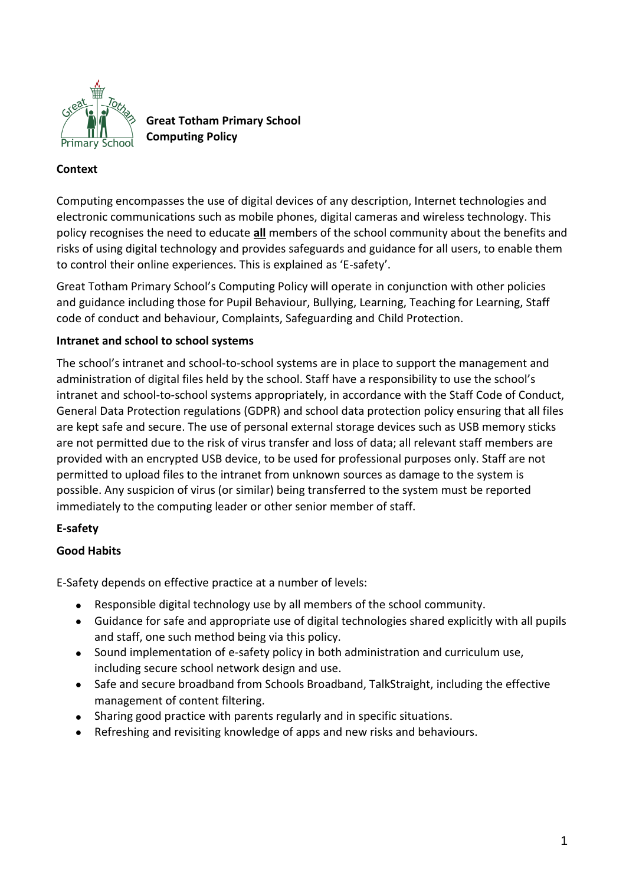**Great Totham Primary School**
**Computing Policy**

**Context**

Computing encompasses the use of digital devices of any description, Internet technologies and electronic communications such as mobile phones, digital cameras and wireless technology. This policy recognises the need to educate **all** members of the school community about the benefits and risks of using digital technology and provides safeguards and guidance for all users, to enable them to control their online experiences. This is explained as 'E-safety'.

Great Totham Primary School's Computing Policy will operate in conjunction with other policies and guidance including those for Pupil Behaviour, Bullying, Learning, Teaching for Learning, Staff code of conduct and behaviour, Complaints, Safeguarding and Child Protection.

**Intranet and school to school systems**

The school's intranet and school-to-school systems are in place to support the management and administration of digital files held by the school. Staff have a responsibility to use the school's intranet and school-to-school systems appropriately, in accordance with the Staff Code of Conduct, General Data Protection regulations (GDPR) and school data protection policy ensuring that all files are kept safe and secure. The use of personal external storage devices such as USB memory sticks are not permitted due to the risk of virus transfer and loss of data; all relevant staff members are provided with an encrypted USB device, to be used for professional purposes only. Staff are not permitted to upload files to the intranet from unknown sources as damage to the system is possible. Any suspicion of virus (or similar) being transferred to the system must be reported immediately to the computing leader or other senior member of staff.

**E-safety**

**Good Habits**

E-Safety depends on effective practice at a number of levels:

- Responsible digital technology use by all members of the school community.
- Guidance for safe and appropriate use of digital technologies shared explicitly with all pupils and staff, one such method being via this policy.
- Sound implementation of e-safety policy in both administration and curriculum use, including secure school network design and use.
- Safe and secure broadband from Schools Broadband, TalkStraight, including the effective management of content filtering.
- Sharing good practice with parents regularly and in specific situations.
- Refreshing and revisiting knowledge of apps and new risks and behaviours.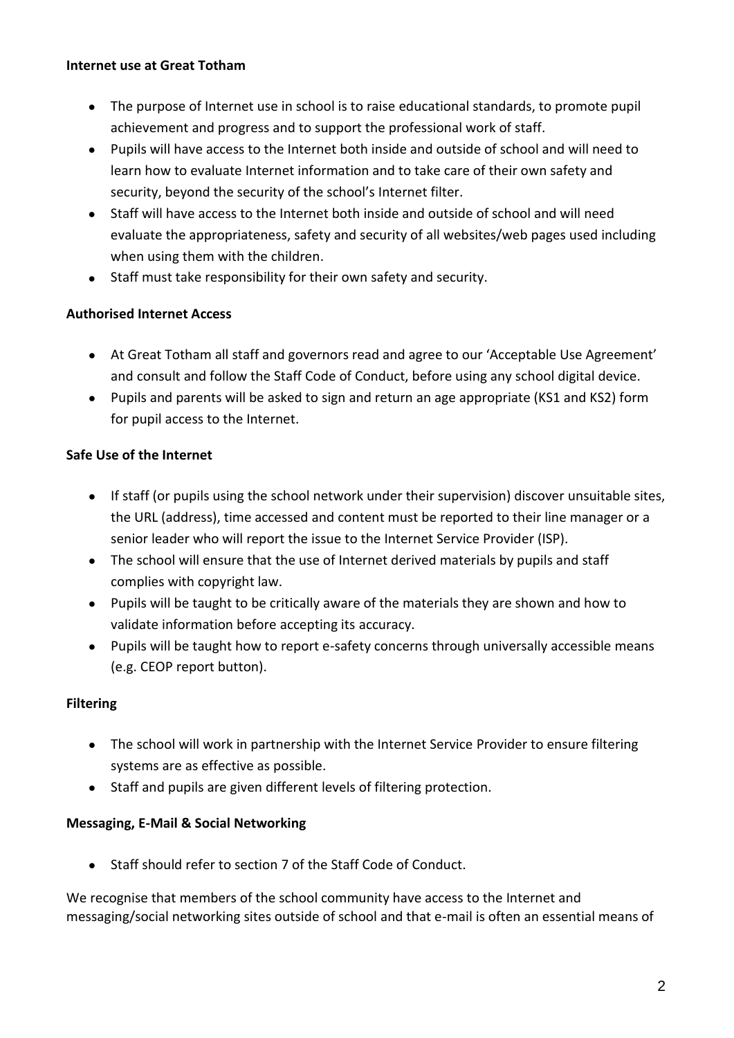**Internet use at Great Totham**

- The purpose of Internet use in school is to raise educational standards, to promote pupil achievement and progress and to support the professional work of staff.
- Pupils will have access to the Internet both inside and outside of school and will need to learn how to evaluate Internet information and to take care of their own safety and security, beyond the security of the school's Internet filter.
- Staff will have access to the Internet both inside and outside of school and will need evaluate the appropriateness, safety and security of all websites/web pages used including when using them with the children.
- Staff must take responsibility for their own safety and security.

**Authorised Internet Access**

- At Great Totham all staff and governors read and agree to our 'Acceptable Use Agreement' and consult and follow the Staff Code of Conduct, before using any school digital device.
- Pupils and parents will be asked to sign and return an age appropriate (KS1 and KS2) form for pupil access to the Internet.

**Safe Use of the Internet**

- If staff (or pupils using the school network under their supervision) discover unsuitable sites, the URL (address), time accessed and content must be reported to their line manager or a senior leader who will report the issue to the Internet Service Provider (ISP).
- The school will ensure that the use of Internet derived materials by pupils and staff complies with copyright law.
- Pupils will be taught to be critically aware of the materials they are shown and how to validate information before accepting its accuracy.
- Pupils will be taught how to report e-safety concerns through universally accessible means (e.g. CEOP report button).

**Filtering**

- The school will work in partnership with the Internet Service Provider to ensure filtering systems are as effective as possible.
- Staff and pupils are given different levels of filtering protection.

**Messaging, E-Mail & Social Networking**

- Staff should refer to section 7 of the Staff Code of Conduct.

We recognise that members of the school community have access to the Internet and messaging/social networking sites outside of school and that e-mail is often an essential means of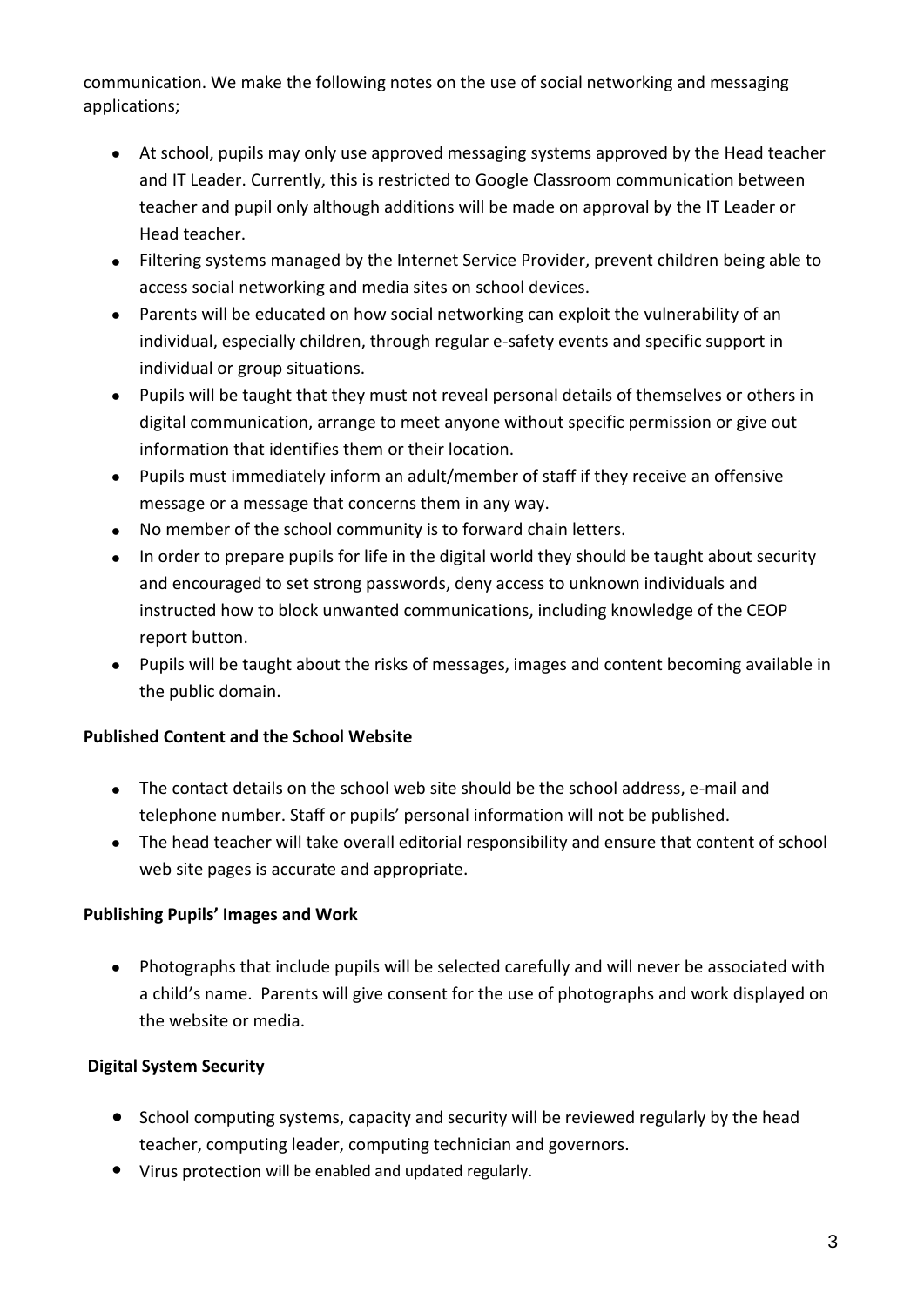communication. We make the following notes on the use of social networking and messaging applications;

- At school, pupils may only use approved messaging systems approved by the Head teacher and IT Leader. Currently, this is restricted to Google Classroom communication between teacher and pupil only although additions will be made on approval by the IT Leader or Head teacher.
- Filtering systems managed by the Internet Service Provider, prevent children being able to access social networking and media sites on school devices.
- Parents will be educated on how social networking can exploit the vulnerability of an individual, especially children, through regular e-safety events and specific support in individual or group situations.
- Pupils will be taught that they must not reveal personal details of themselves or others in digital communication, arrange to meet anyone without specific permission or give out information that identifies them or their location.
- Pupils must immediately inform an adult/member of staff if they receive an offensive message or a message that concerns them in any way.
- No member of the school community is to forward chain letters.
- In order to prepare pupils for life in the digital world they should be taught about security and encouraged to set strong passwords, deny access to unknown individuals and instructed how to block unwanted communications, including knowledge of the CEOP report button.
- Pupils will be taught about the risks of messages, images and content becoming available in the public domain.

**Published Content and the School Website**

- The contact details on the school web site should be the school address, e-mail and telephone number. Staff or pupils' personal information will not be published.
- The head teacher will take overall editorial responsibility and ensure that content of school web site pages is accurate and appropriate.

**Publishing Pupils' Images and Work**

- Photographs that include pupils will be selected carefully and will never be associated with a child's name. Parents will give consent for the use of photographs and work displayed on the website or media.

**Digital System Security**

- School computing systems, capacity and security will be reviewed regularly by the head teacher, computing leader, computing technician and governors.
- Virus protection will be enabled and updated regularly.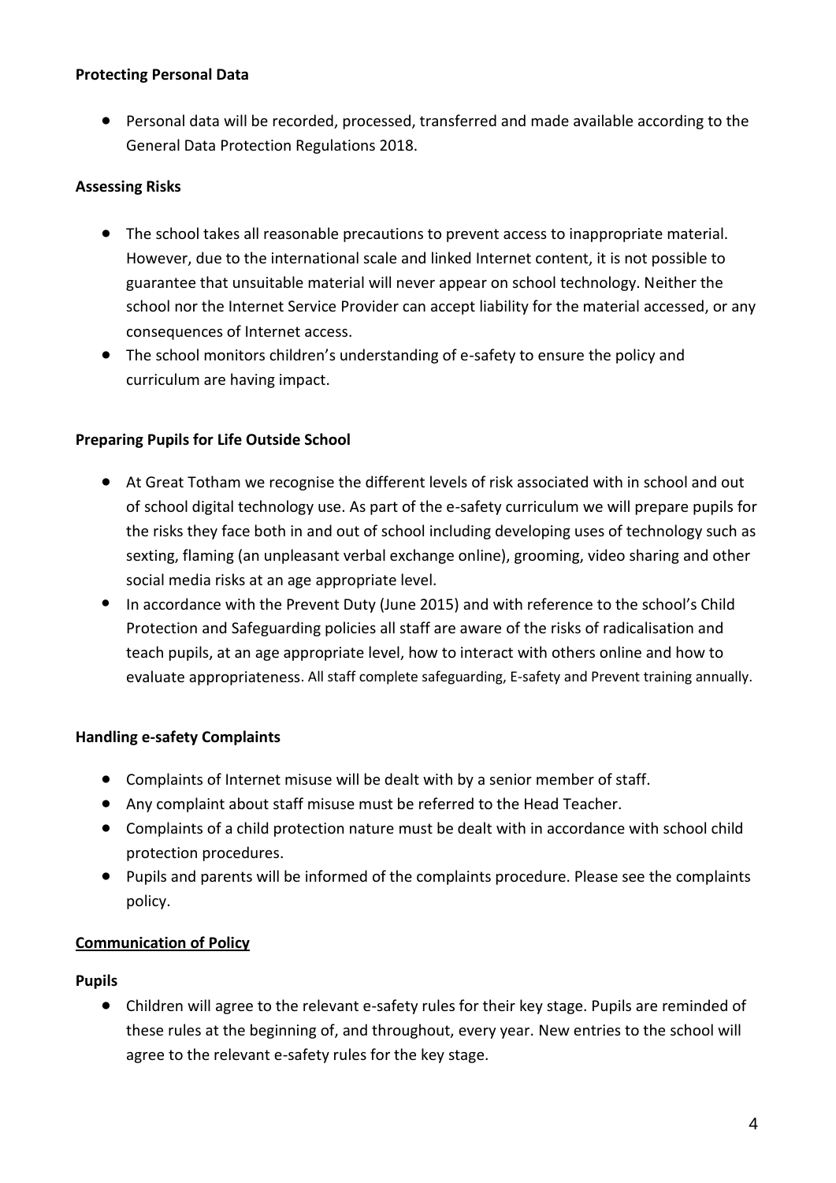**Protecting Personal Data**

- Personal data will be recorded, processed, transferred and made available according to the General Data Protection Regulations 2018.

**Assessing Risks**

- The school takes all reasonable precautions to prevent access to inappropriate material. However, due to the international scale and linked Internet content, it is not possible to guarantee that unsuitable material will never appear on school technology. Neither the school nor the Internet Service Provider can accept liability for the material accessed, or any consequences of Internet access.
- The school monitors children's understanding of e-safety to ensure the policy and curriculum are having impact.

**Preparing Pupils for Life Outside School**

- At Great Totham we recognise the different levels of risk associated with in school and out of school digital technology use. As part of the e-safety curriculum we will prepare pupils for the risks they face both in and out of school including developing uses of technology such as sexting, flaming (an unpleasant verbal exchange online), grooming, video sharing and other social media risks at an age appropriate level.
- In accordance with the Prevent Duty (June 2015) and with reference to the school's Child Protection and Safeguarding policies all staff are aware of the risks of radicalisation and teach pupils, at an age appropriate level, how to interact with others online and how to evaluate appropriateness. All staff complete safeguarding, E-safety and Prevent training annually.

**Handling e-safety Complaints**

- Complaints of Internet misuse will be dealt with by a senior member of staff.
- Any complaint about staff misuse must be referred to the Head Teacher.
- Complaints of a child protection nature must be dealt with in accordance with school child protection procedures.
- Pupils and parents will be informed of the complaints procedure. Please see the complaints policy.

**Communication of Policy**

**Pupils**

- Children will agree to the relevant e-safety rules for their key stage. Pupils are reminded of these rules at the beginning of, and throughout, every year. New entries to the school will agree to the relevant e-safety rules for the key stage.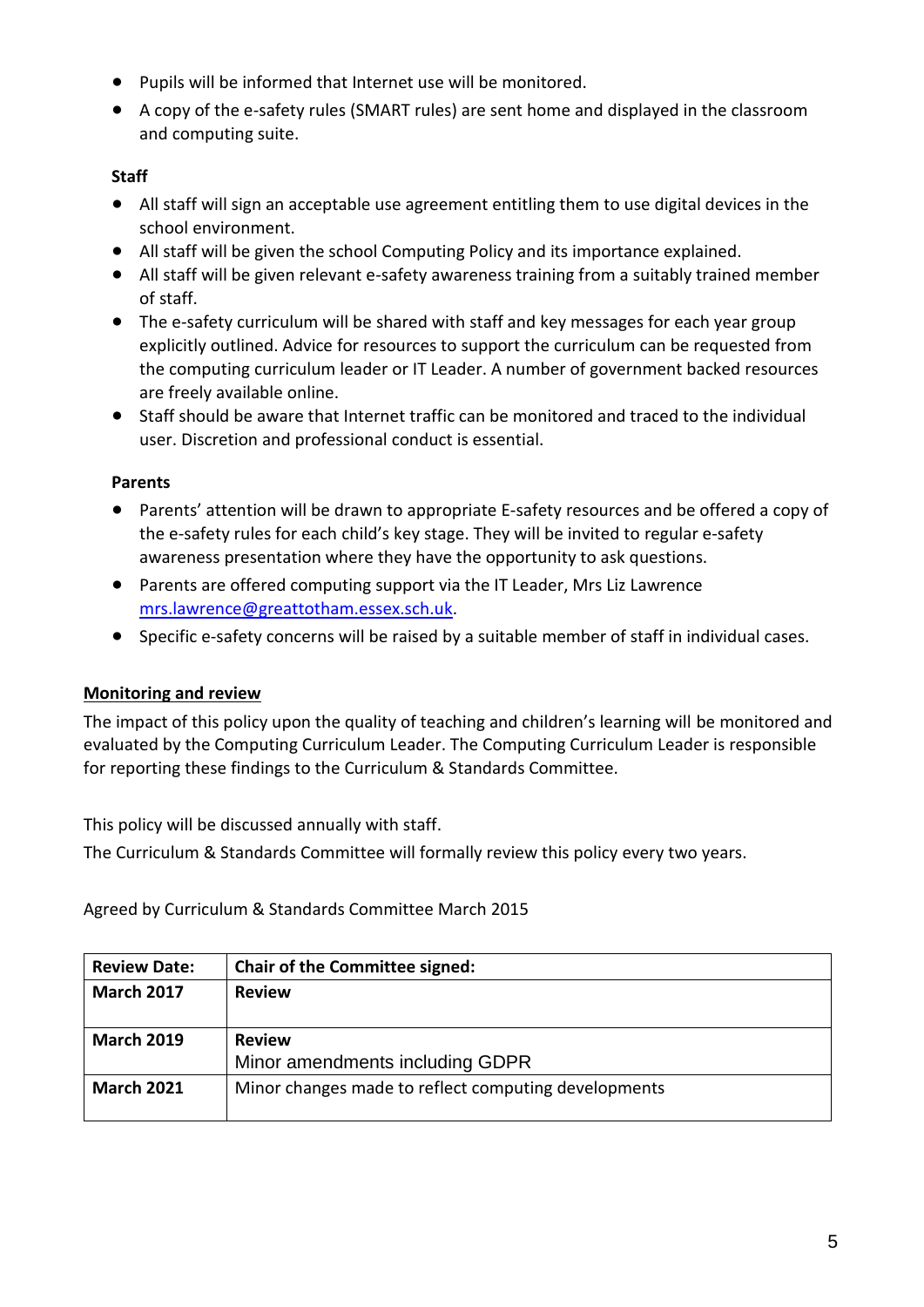- Pupils will be informed that Internet use will be monitored.
- A copy of the e-safety rules (SMART rules) are sent home and displayed in the classroom and computing suite.

**Staff**

- All staff will sign an acceptable use agreement entitling them to use digital devices in the school environment.
- All staff will be given the school Computing Policy and its importance explained.
- All staff will be given relevant e-safety awareness training from a suitably trained member of staff.
- The e-safety curriculum will be shared with staff and key messages for each year group explicitly outlined. Advice for resources to support the curriculum can be requested from the computing curriculum leader or IT Leader. A number of government backed resources are freely available online.
- Staff should be aware that Internet traffic can be monitored and traced to the individual user. Discretion and professional conduct is essential.

**Parents**

- Parents' attention will be drawn to appropriate E-safety resources and be offered a copy of the e-safety rules for each child's key stage. They will be invited to regular e-safety awareness presentation where they have the opportunity to ask questions.
- Parents are offered computing support via the IT Leader, Mrs Liz Lawrence mrs.lawrence@greattotham.essex.sch.uk.
- Specific e-safety concerns will be raised by a suitable member of staff in individual cases.

**Monitoring and review**

The impact of this policy upon the quality of teaching and children's learning will be monitored and evaluated by the Computing Curriculum Leader. The Computing Curriculum Leader is responsible for reporting these findings to the Curriculum & Standards Committee.

This policy will be discussed annually with staff.

The Curriculum & Standards Committee will formally review this policy every two years.

Agreed by Curriculum & Standards Committee March 2015

| **Review Date:** | **Chair of the Committee signed:** |
|---|---|
| **March 2017** | **Review** |
| **March 2019** | **Review**<br>Minor amendments including GDPR |
| **March 2021** | Minor changes made to reflect computing developments |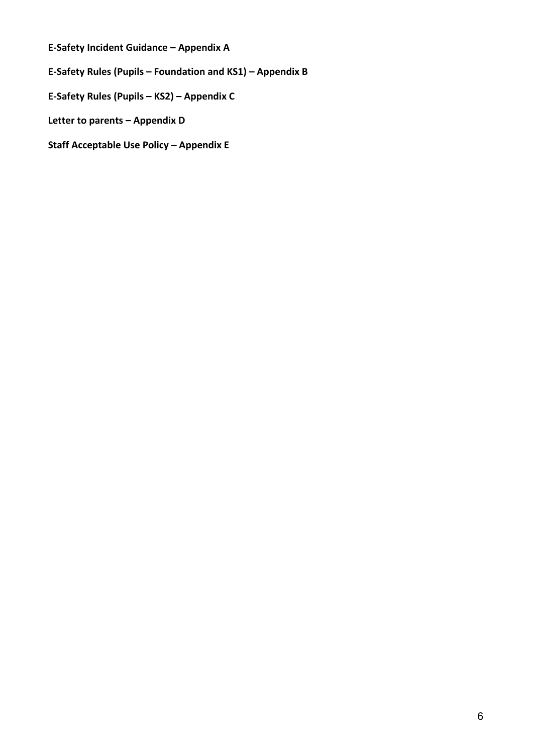**E-Safety Incident Guidance – Appendix A**

**E-Safety Rules (Pupils – Foundation and KS1) – Appendix B**

**E-Safety Rules (Pupils – KS2) – Appendix C**

**Letter to parents – Appendix D**

**Staff Acceptable Use Policy – Appendix E**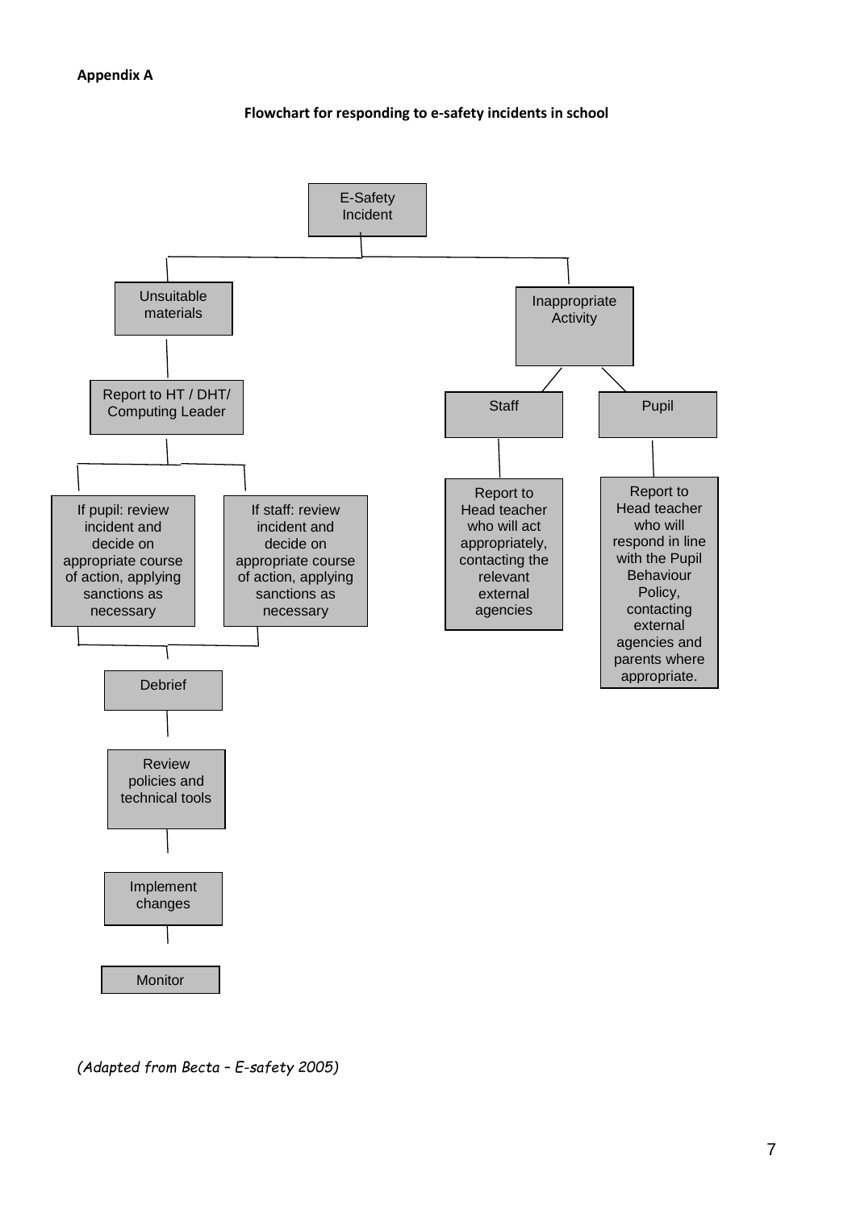**Appendix A**

**Flowchart for responding to e-safety incidents in school**

E-Safety Incident

- Unsuitable materials
  - Report to HT / DHT/ Computing Leader
    - If pupil: review incident and decide on appropriate course of action, applying sanctions as necessary
    - If staff: review incident and decide on appropriate course of action, applying sanctions as necessary
      - Debrief
        - Review policies and technical tools
          - Implement changes
            - Monitor
- Inappropriate Activity
  - Staff
    - Report to Head teacher who will act appropriately, contacting the relevant external agencies
  - Pupil
    - Report to Head teacher who will respond in line with the Pupil Behaviour Policy, contacting external agencies and parents where appropriate.

*(Adapted from Becta – E-safety 2005)*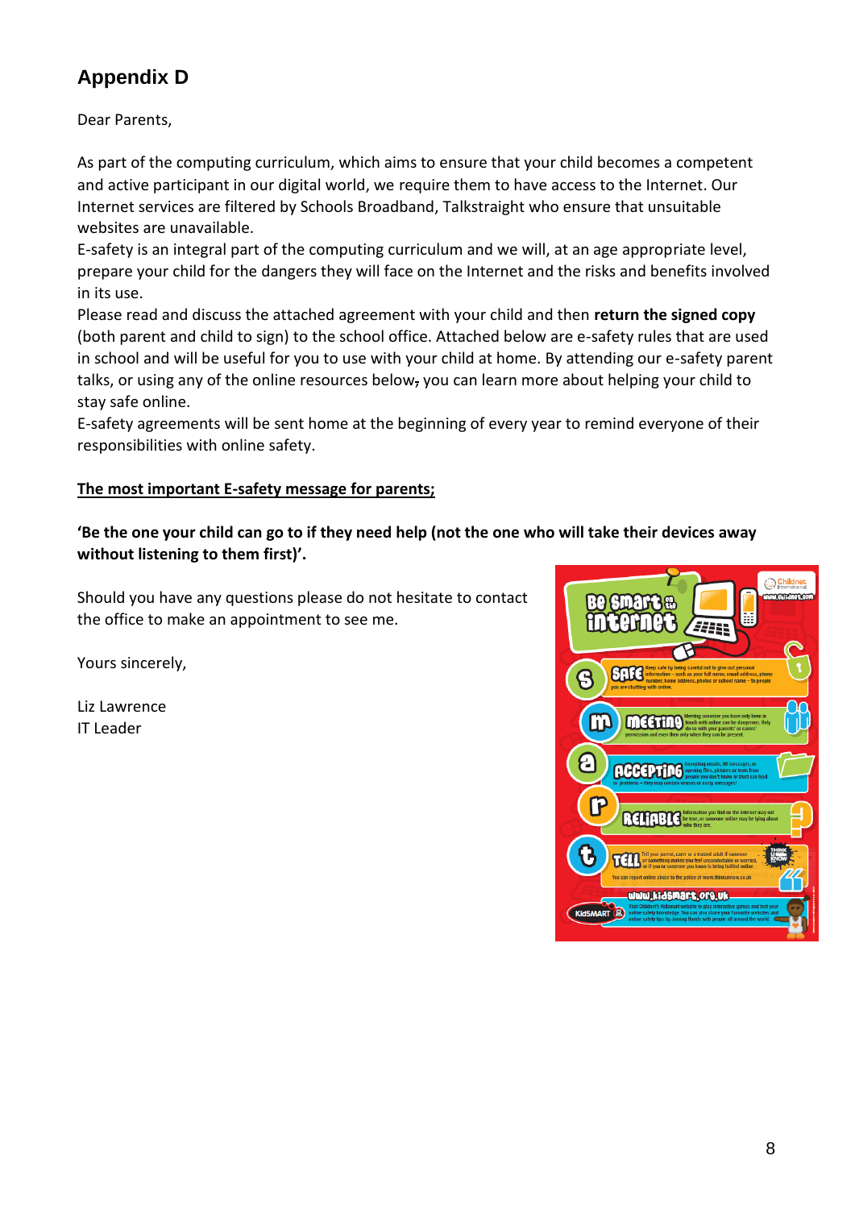## Appendix D

Dear Parents,

As part of the computing curriculum, which aims to ensure that your child becomes a competent and active participant in our digital world, we require them to have access to the Internet. Our Internet services are filtered by Schools Broadband, Talkstraight who ensure that unsuitable websites are unavailable.
E-safety is an integral part of the computing curriculum and we will, at an age appropriate level, prepare your child for the dangers they will face on the Internet and the risks and benefits involved in its use.
Please read and discuss the attached agreement with your child and then **return the signed copy** (both parent and child to sign) to the school office. Attached below are e-safety rules that are used in school and will be useful for you to use with your child at home. By attending our e-safety parent talks, or using any of the online resources below, you can learn more about helping your child to stay safe online.
E-safety agreements will be sent home at the beginning of every year to remind everyone of their responsibilities with online safety.

**The most important E-safety message for parents;**

**'Be the one your child can go to if they need help (not the one who will take their devices away without listening to them first)'.**

Should you have any questions please do not hesitate to contact the office to make an appointment to see me.

Yours sincerely,

Liz Lawrence
IT Leader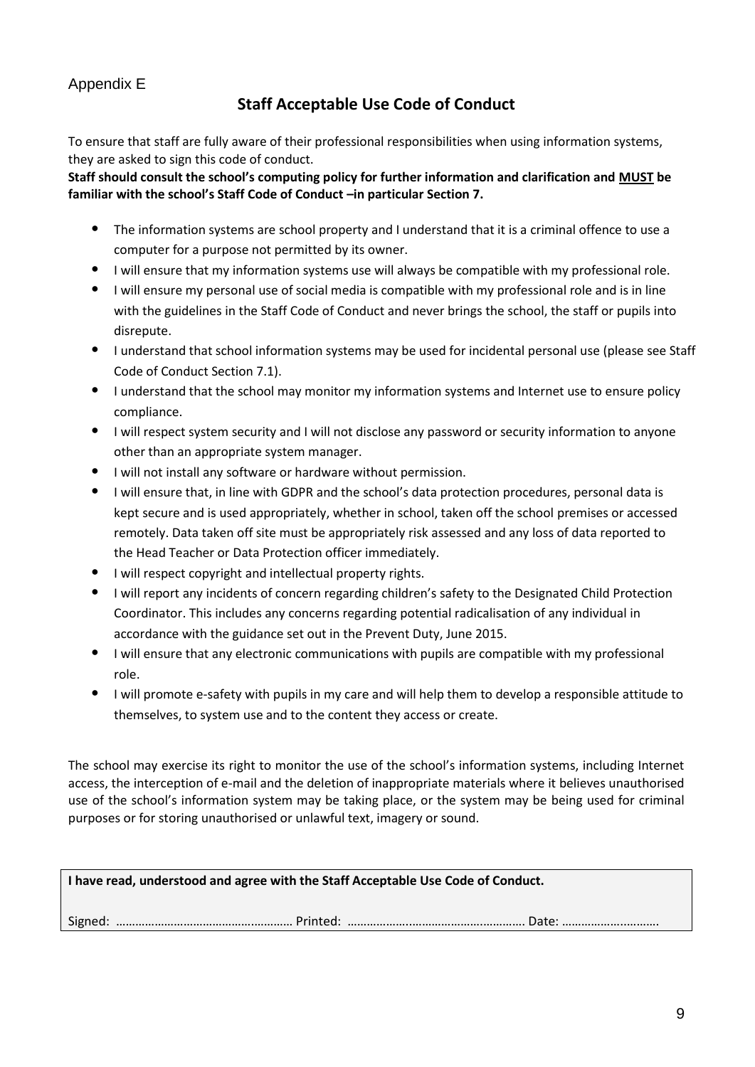Appendix E

## Staff Acceptable Use Code of Conduct

To ensure that staff are fully aware of their professional responsibilities when using information systems, they are asked to sign this code of conduct.

**Staff should consult the school's computing policy for further information and clarification and MUST be familiar with the school's Staff Code of Conduct –in particular Section 7.**

- The information systems are school property and I understand that it is a criminal offence to use a computer for a purpose not permitted by its owner.
- I will ensure that my information systems use will always be compatible with my professional role.
- I will ensure my personal use of social media is compatible with my professional role and is in line with the guidelines in the Staff Code of Conduct and never brings the school, the staff or pupils into disrepute.
- I understand that school information systems may be used for incidental personal use (please see Staff Code of Conduct Section 7.1).
- I understand that the school may monitor my information systems and Internet use to ensure policy compliance.
- I will respect system security and I will not disclose any password or security information to anyone other than an appropriate system manager.
- I will not install any software or hardware without permission.
- I will ensure that, in line with GDPR and the school's data protection procedures, personal data is kept secure and is used appropriately, whether in school, taken off the school premises or accessed remotely. Data taken off site must be appropriately risk assessed and any loss of data reported to the Head Teacher or Data Protection officer immediately.
- I will respect copyright and intellectual property rights.
- I will report any incidents of concern regarding children's safety to the Designated Child Protection Coordinator. This includes any concerns regarding potential radicalisation of any individual in accordance with the guidance set out in the Prevent Duty, June 2015.
- I will ensure that any electronic communications with pupils are compatible with my professional role.
- I will promote e-safety with pupils in my care and will help them to develop a responsible attitude to themselves, to system use and to the content they access or create.

The school may exercise its right to monitor the use of the school's information systems, including Internet access, the interception of e-mail and the deletion of inappropriate materials where it believes unauthorised use of the school's information system may be taking place, or the system may be being used for criminal purposes or for storing unauthorised or unlawful text, imagery or sound.

**I have read, understood and agree with the Staff Acceptable Use Code of Conduct.**

Signed: ……………………………………………… Printed: ………………………………………………. Date: ……………………………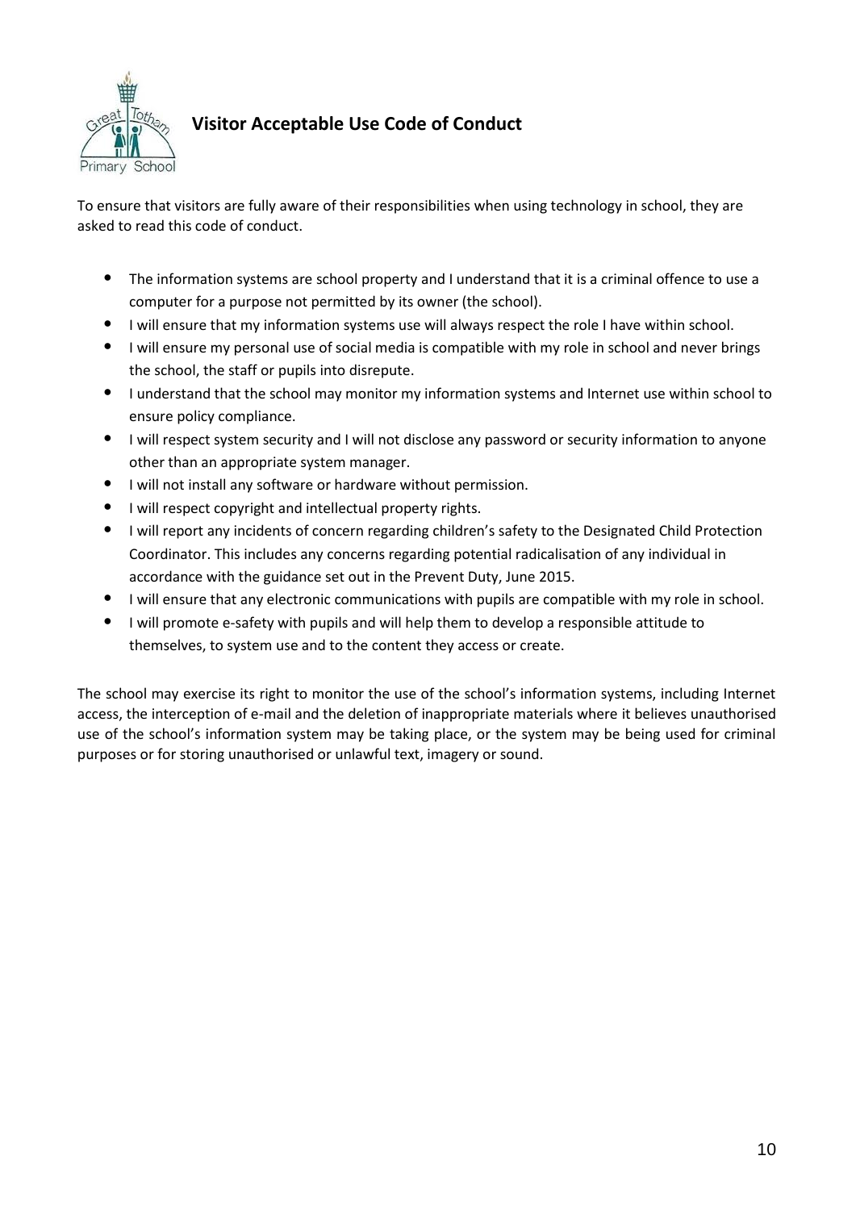# Visitor Acceptable Use Code of Conduct

To ensure that visitors are fully aware of their responsibilities when using technology in school, they are asked to read this code of conduct.

- The information systems are school property and I understand that it is a criminal offence to use a computer for a purpose not permitted by its owner (the school).
- I will ensure that my information systems use will always respect the role I have within school.
- I will ensure my personal use of social media is compatible with my role in school and never brings the school, the staff or pupils into disrepute.
- I understand that the school may monitor my information systems and Internet use within school to ensure policy compliance.
- I will respect system security and I will not disclose any password or security information to anyone other than an appropriate system manager.
- I will not install any software or hardware without permission.
- I will respect copyright and intellectual property rights.
- I will report any incidents of concern regarding children's safety to the Designated Child Protection Coordinator. This includes any concerns regarding potential radicalisation of any individual in accordance with the guidance set out in the Prevent Duty, June 2015.
- I will ensure that any electronic communications with pupils are compatible with my role in school.
- I will promote e-safety with pupils and will help them to develop a responsible attitude to themselves, to system use and to the content they access or create.

The school may exercise its right to monitor the use of the school's information systems, including Internet access, the interception of e-mail and the deletion of inappropriate materials where it believes unauthorised use of the school's information system may be taking place, or the system may be being used for criminal purposes or for storing unauthorised or unlawful text, imagery or sound.